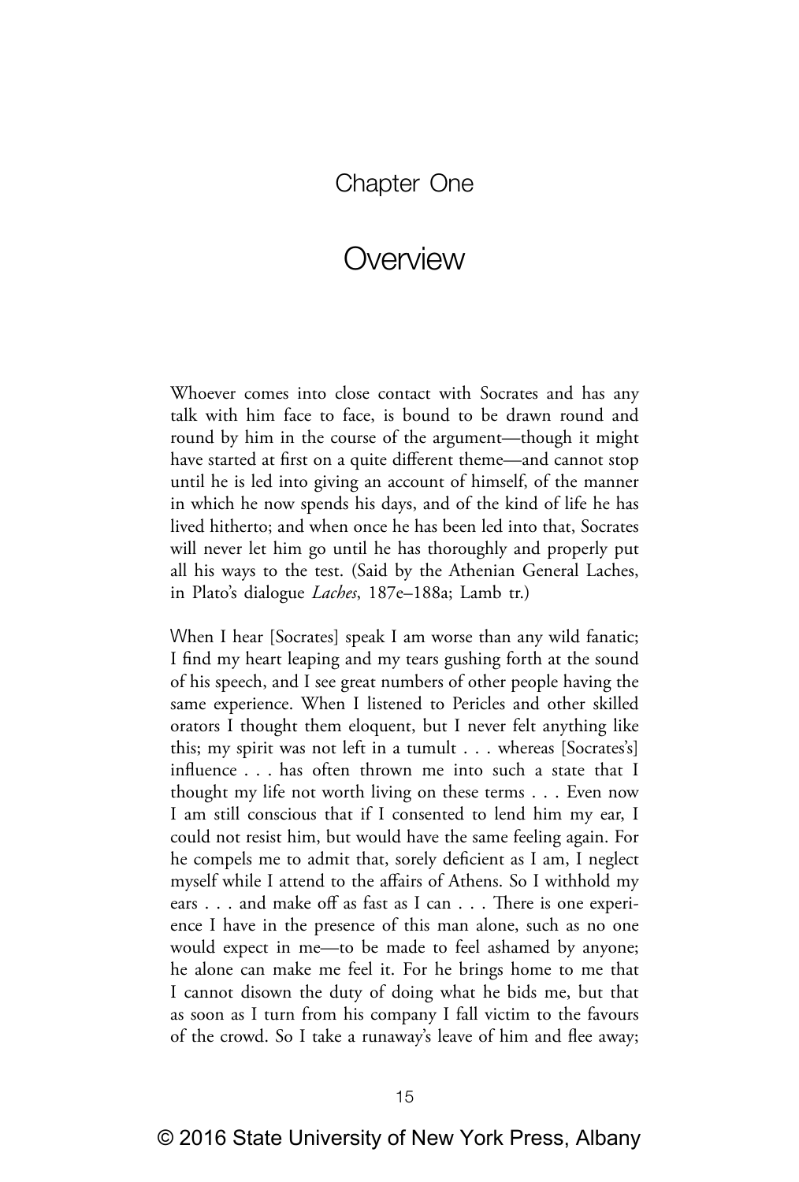# Chapter One

## Overview

Whoever comes into close contact with Socrates and has any talk with him face to face, is bound to be drawn round and round by him in the course of the argument—though it might have started at first on a quite different theme—and cannot stop until he is led into giving an account of himself, of the manner in which he now spends his days, and of the kind of life he has lived hitherto; and when once he has been led into that, Socrates will never let him go until he has thoroughly and properly put all his ways to the test. (Said by the Athenian General Laches, in Plato's dialogue *Laches*, 187e–188a; Lamb tr.)

When I hear [Socrates] speak I am worse than any wild fanatic; I find my heart leaping and my tears gushing forth at the sound of his speech, and I see great numbers of other people having the same experience. When I listened to Pericles and other skilled orators I thought them eloquent, but I never felt anything like this; my spirit was not left in a tumult . . . whereas [Socrates's] influence . . . has often thrown me into such a state that I thought my life not worth living on these terms . . . Even now I am still conscious that if I consented to lend him my ear, I could not resist him, but would have the same feeling again. For he compels me to admit that, sorely deficient as I am, I neglect myself while I attend to the affairs of Athens. So I withhold my ears . . . and make off as fast as I can . . . There is one experience I have in the presence of this man alone, such as no one would expect in me—to be made to feel ashamed by anyone; he alone can make me feel it. For he brings home to me that I cannot disown the duty of doing what he bids me, but that as soon as I turn from his company I fall victim to the favours of the crowd. So I take a runaway's leave of him and flee away;

© 2016 State University of New York Press, Albany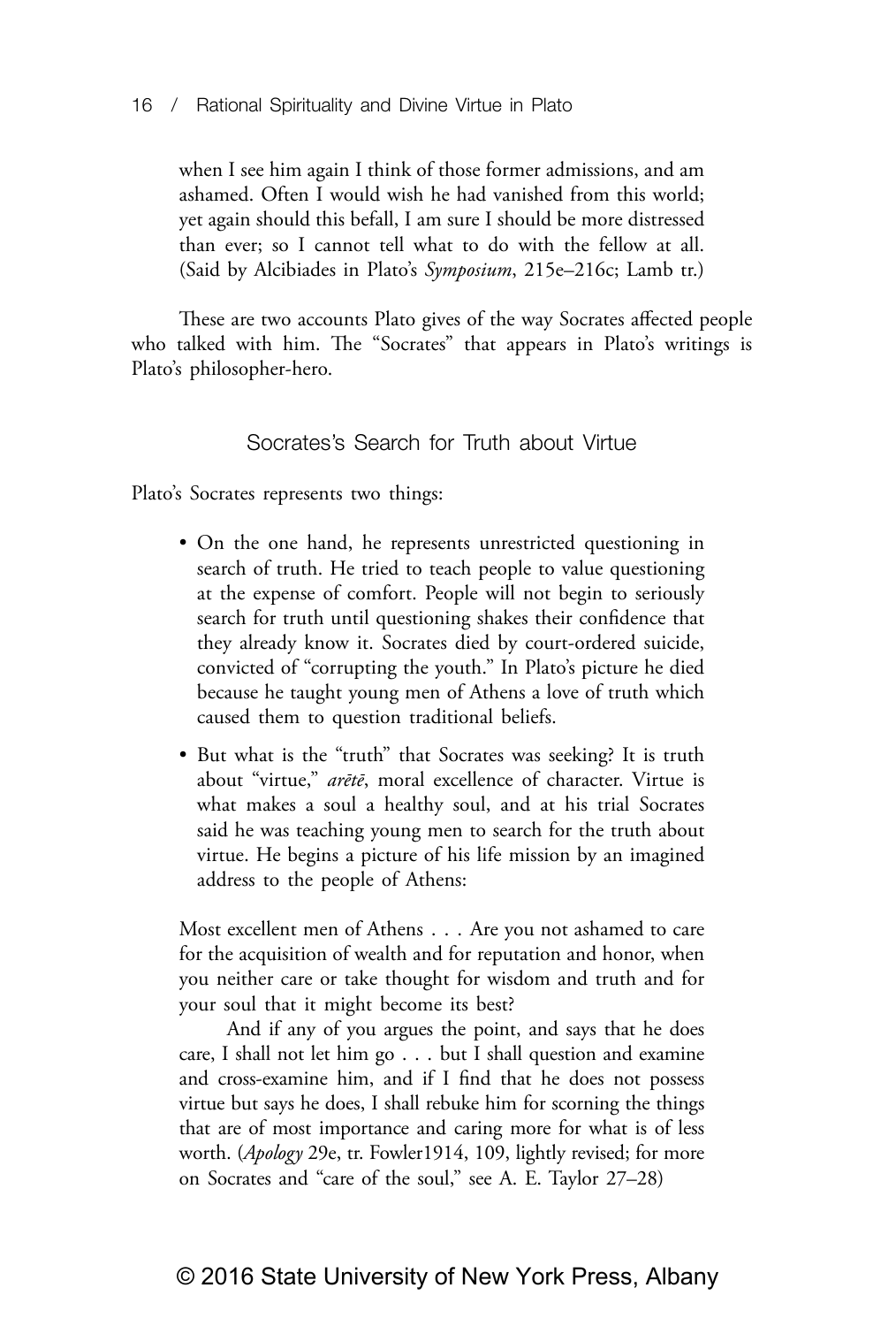when I see him again I think of those former admissions, and am ashamed. Often I would wish he had vanished from this world; yet again should this befall, I am sure I should be more distressed than ever; so I cannot tell what to do with the fellow at all. (Said by Alcibiades in Plato's *Symposium*, 215e–216c; Lamb tr.)

These are two accounts Plato gives of the way Socrates affected people who talked with him. The "Socrates" that appears in Plato's writings is Plato's philosopher-hero.

## Socrates's Search for Truth about Virtue

Plato's Socrates represents two things:

- On the one hand, he represents unrestricted questioning in search of truth. He tried to teach people to value questioning at the expense of comfort. People will not begin to seriously search for truth until questioning shakes their confidence that they already know it. Socrates died by court-ordered suicide, convicted of "corrupting the youth." In Plato's picture he died because he taught young men of Athens a love of truth which caused them to question traditional beliefs.
- But what is the "truth" that Socrates was seeking? It is truth about "virtue," *arētē*, moral excellence of character. Virtue is what makes a soul a healthy soul, and at his trial Socrates said he was teaching young men to search for the truth about virtue. He begins a picture of his life mission by an imagined address to the people of Athens:

Most excellent men of Athens . . . Are you not ashamed to care for the acquisition of wealth and for reputation and honor, when you neither care or take thought for wisdom and truth and for your soul that it might become its best?

And if any of you argues the point, and says that he does care, I shall not let him go . . . but I shall question and examine and cross-examine him, and if I find that he does not possess virtue but says he does, I shall rebuke him for scorning the things that are of most importance and caring more for what is of less worth. (*Apology* 29e, tr. Fowler1914, 109, lightly revised; for more on Socrates and "care of the soul," see A. E. Taylor 27–28)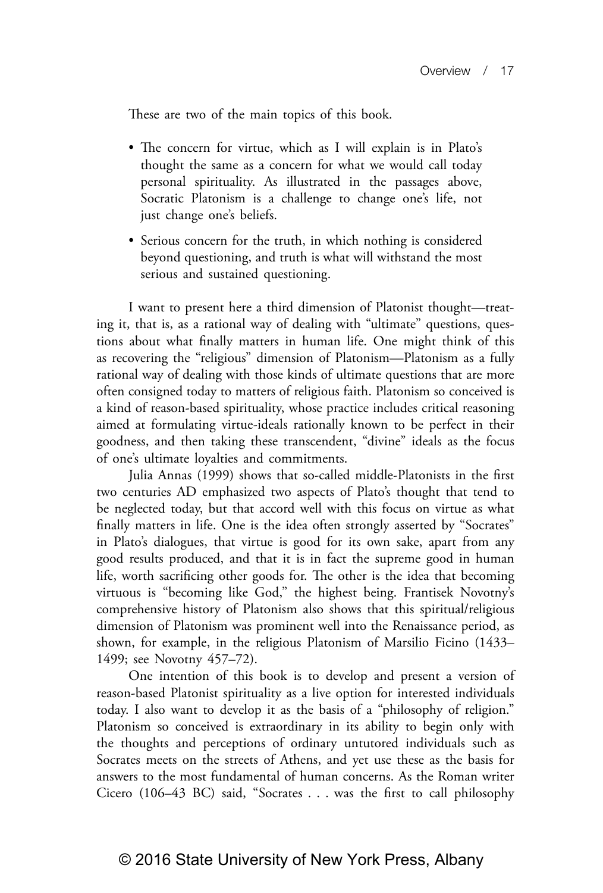These are two of the main topics of this book.

- The concern for virtue, which as I will explain is in Plato's thought the same as a concern for what we would call today personal spirituality. As illustrated in the passages above, Socratic Platonism is a challenge to change one's life, not just change one's beliefs.
- Serious concern for the truth, in which nothing is considered beyond questioning, and truth is what will withstand the most serious and sustained questioning.

I want to present here a third dimension of Platonist thought—treating it, that is, as a rational way of dealing with "ultimate" questions, questions about what finally matters in human life. One might think of this as recovering the "religious" dimension of Platonism—Platonism as a fully rational way of dealing with those kinds of ultimate questions that are more often consigned today to matters of religious faith. Platonism so conceived is a kind of reason-based spirituality, whose practice includes critical reasoning aimed at formulating virtue-ideals rationally known to be perfect in their goodness, and then taking these transcendent, "divine" ideals as the focus of one's ultimate loyalties and commitments.

Julia Annas (1999) shows that so-called middle-Platonists in the first two centuries AD emphasized two aspects of Plato's thought that tend to be neglected today, but that accord well with this focus on virtue as what finally matters in life. One is the idea often strongly asserted by "Socrates" in Plato's dialogues, that virtue is good for its own sake, apart from any good results produced, and that it is in fact the supreme good in human life, worth sacrificing other goods for. The other is the idea that becoming virtuous is "becoming like God," the highest being. Frantisek Novotny's comprehensive history of Platonism also shows that this spiritual/religious dimension of Platonism was prominent well into the Renaissance period, as shown, for example, in the religious Platonism of Marsilio Ficino (1433–1499; see Novotny 457–72).

One intention of this book is to develop and present a version of reason-based Platonist spirituality as a live option for interested individuals today. I also want to develop it as the basis of a "philosophy of religion." Platonism so conceived is extraordinary in its ability to begin only with the thoughts and perceptions of ordinary untutored individuals such as Socrates meets on the streets of Athens, and yet use these as the basis for answers to the most fundamental of human concerns. As the Roman writer Cicero (106–43 BC) said, "Socrates . . . was the first to call philosophy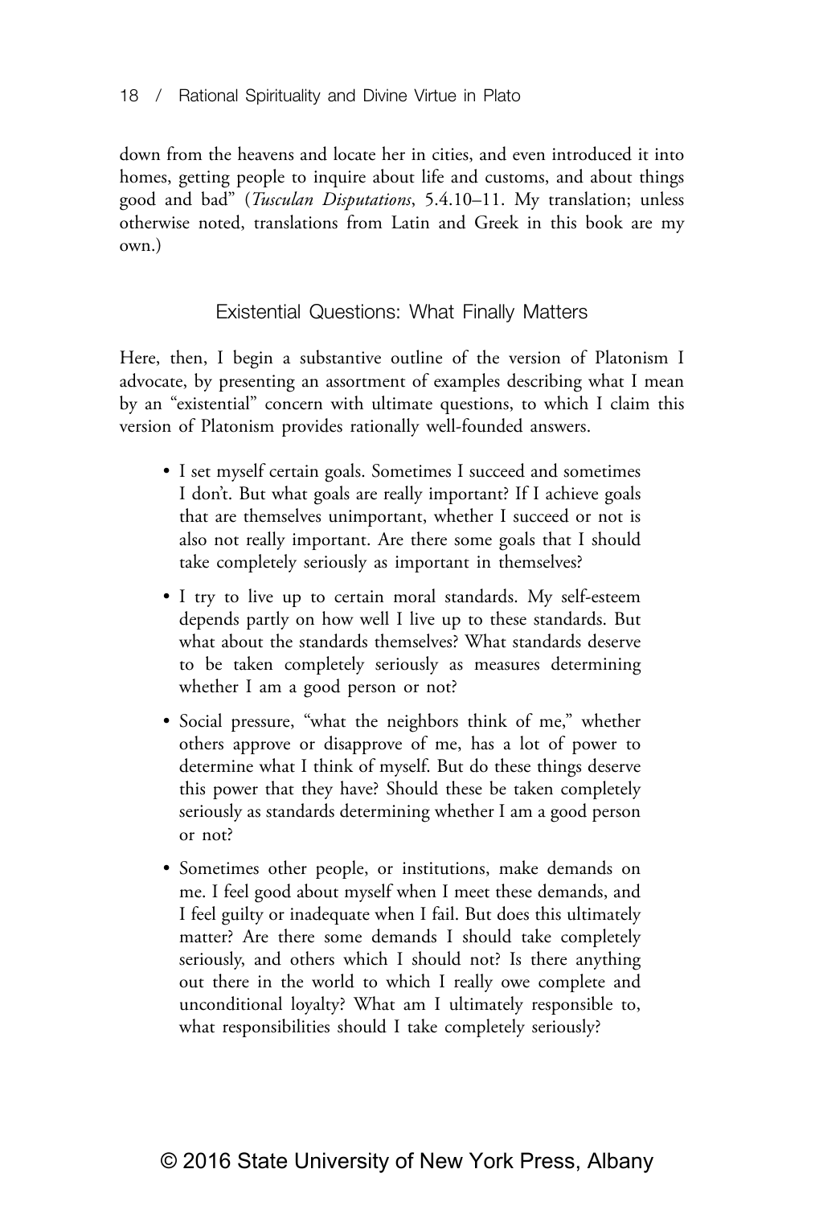down from the heavens and locate her in cities, and even introduced it into homes, getting people to inquire about life and customs, and about things good and bad" (*Tusculan Disputations*, 5.4.10–11. My translation; unless otherwise noted, translations from Latin and Greek in this book are my own.)

## Existential Questions: What Finally Matters

Here, then, I begin a substantive outline of the version of Platonism I advocate, by presenting an assortment of examples describing what I mean by an "existential" concern with ultimate questions, to which I claim this version of Platonism provides rationally well-founded answers.

- I set myself certain goals. Sometimes I succeed and sometimes I don't. But what goals are really important? If I achieve goals that are themselves unimportant, whether I succeed or not is also not really important. Are there some goals that I should take completely seriously as important in themselves?

- I try to live up to certain moral standards. My self-esteem depends partly on how well I live up to these standards. But what about the standards themselves? What standards deserve to be taken completely seriously as measures determining whether I am a good person or not?

- Social pressure, "what the neighbors think of me," whether others approve or disapprove of me, has a lot of power to determine what I think of myself. But do these things deserve this power that they have? Should these be taken completely seriously as standards determining whether I am a good person or not?

- Sometimes other people, or institutions, make demands on me. I feel good about myself when I meet these demands, and I feel guilty or inadequate when I fail. But does this ultimately matter? Are there some demands I should take completely seriously, and others which I should not? Is there anything out there in the world to which I really owe complete and unconditional loyalty? What am I ultimately responsible to, what responsibilities should I take completely seriously?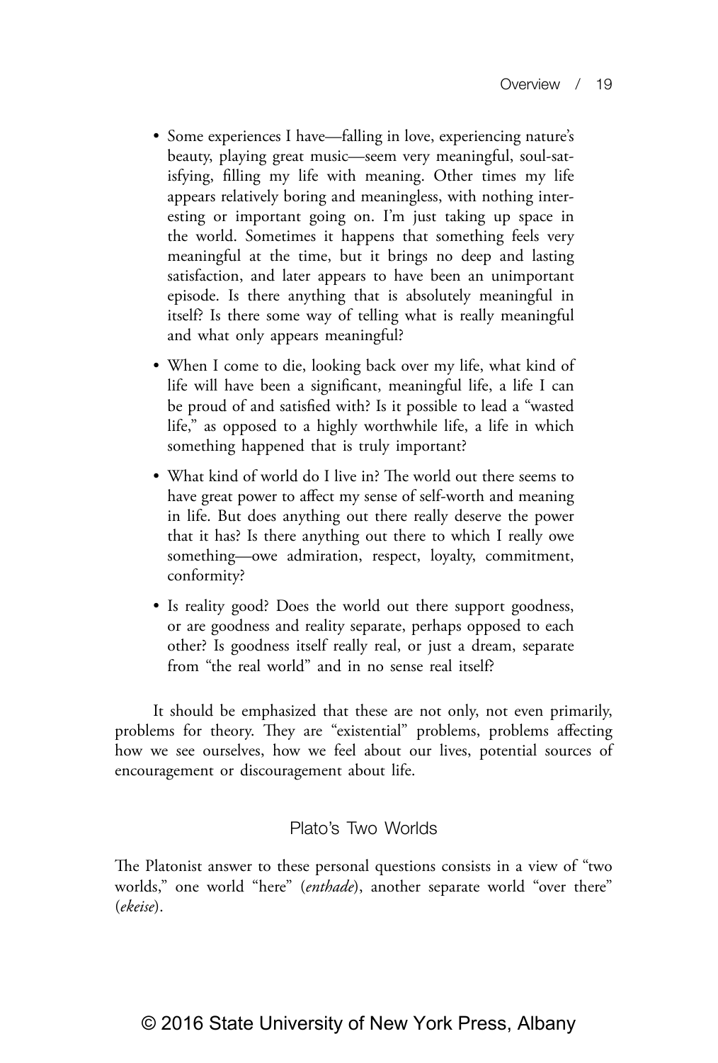- Some experiences I have—falling in love, experiencing nature's beauty, playing great music—seem very meaningful, soul-satisfying, filling my life with meaning. Other times my life appears relatively boring and meaningless, with nothing interesting or important going on. I'm just taking up space in the world. Sometimes it happens that something feels very meaningful at the time, but it brings no deep and lasting satisfaction, and later appears to have been an unimportant episode. Is there anything that is absolutely meaningful in itself? Is there some way of telling what is really meaningful and what only appears meaningful?

- When I come to die, looking back over my life, what kind of life will have been a significant, meaningful life, a life I can be proud of and satisfied with? Is it possible to lead a "wasted life," as opposed to a highly worthwhile life, a life in which something happened that is truly important?

- What kind of world do I live in? The world out there seems to have great power to affect my sense of self-worth and meaning in life. But does anything out there really deserve the power that it has? Is there anything out there to which I really owe something—owe admiration, respect, loyalty, commitment, conformity?

- Is reality good? Does the world out there support goodness, or are goodness and reality separate, perhaps opposed to each other? Is goodness itself really real, or just a dream, separate from "the real world" and in no sense real itself?

It should be emphasized that these are not only, not even primarily, problems for theory. They are "existential" problems, problems affecting how we see ourselves, how we feel about our lives, potential sources of encouragement or discouragement about life.

## Plato's Two Worlds

The Platonist answer to these personal questions consists in a view of "two worlds," one world "here" (*enthade*), another separate world "over there" (*ekeise*).

© 2016 State University of New York Press, Albany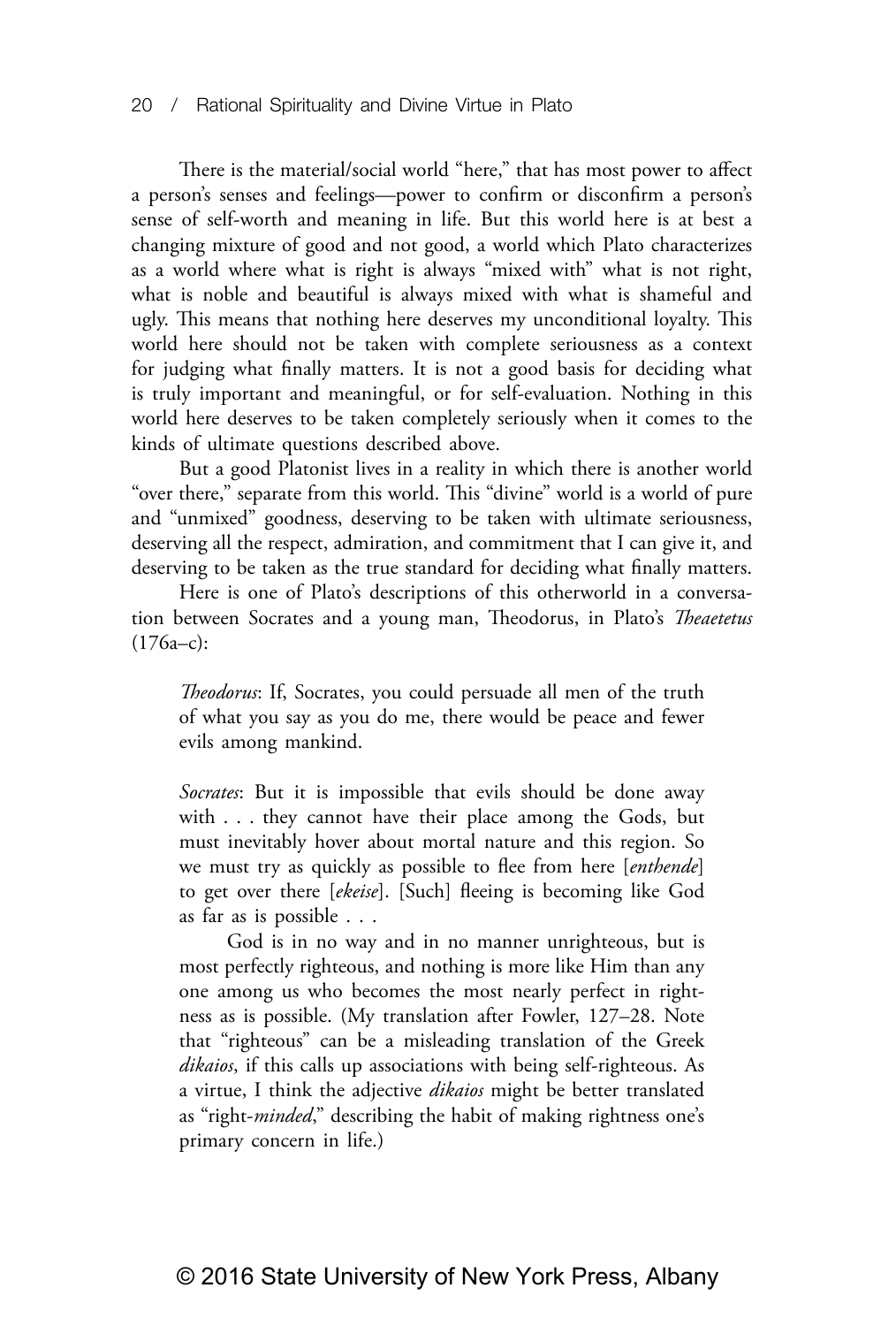There is the material/social world "here," that has most power to affect a person's senses and feelings—power to confirm or disconfirm a person's sense of self-worth and meaning in life. But this world here is at best a changing mixture of good and not good, a world which Plato characterizes as a world where what is right is always "mixed with" what is not right, what is noble and beautiful is always mixed with what is shameful and ugly. This means that nothing here deserves my unconditional loyalty. This world here should not be taken with complete seriousness as a context for judging what finally matters. It is not a good basis for deciding what is truly important and meaningful, or for self-evaluation. Nothing in this world here deserves to be taken completely seriously when it comes to the kinds of ultimate questions described above.

But a good Platonist lives in a reality in which there is another world "over there," separate from this world. This "divine" world is a world of pure and "unmixed" goodness, deserving to be taken with ultimate seriousness, deserving all the respect, admiration, and commitment that I can give it, and deserving to be taken as the true standard for deciding what finally matters.

Here is one of Plato's descriptions of this otherworld in a conversation between Socrates and a young man, Theodorus, in Plato's *Theaetetus* (176a–c):

> *Theodorus*: If, Socrates, you could persuade all men of the truth of what you say as you do me, there would be peace and fewer evils among mankind.
>
> *Socrates*: But it is impossible that evils should be done away with . . . they cannot have their place among the Gods, but must inevitably hover about mortal nature and this region. So we must try as quickly as possible to flee from here [*enthende*] to get over there [*ekeise*]. [Such] fleeing is becoming like God as far as is possible . . .
>
> God is in no way and in no manner unrighteous, but is most perfectly righteous, and nothing is more like Him than any one among us who becomes the most nearly perfect in rightness as is possible. (My translation after Fowler, 127–28. Note that "righteous" can be a misleading translation of the Greek *dikaios*, if this calls up associations with being self-righteous. As a virtue, I think the adjective *dikaios* might be better translated as "right-*minded*," describing the habit of making rightness one's primary concern in life.)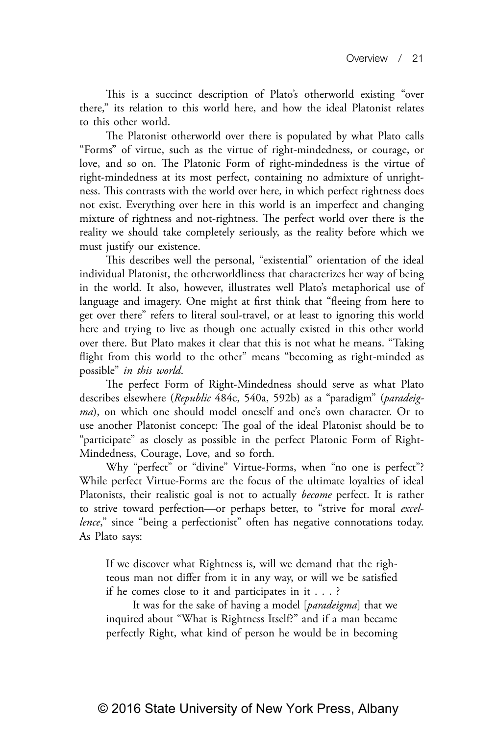This is a succinct description of Plato's otherworld existing "over there," its relation to this world here, and how the ideal Platonist relates to this other world.

The Platonist otherworld over there is populated by what Plato calls "Forms" of virtue, such as the virtue of right-mindedness, or courage, or love, and so on. The Platonic Form of right-mindedness is the virtue of right-mindedness at its most perfect, containing no admixture of unrightness. This contrasts with the world over here, in which perfect rightness does not exist. Everything over here in this world is an imperfect and changing mixture of rightness and not-rightness. The perfect world over there is the reality we should take completely seriously, as the reality before which we must justify our existence.

This describes well the personal, "existential" orientation of the ideal individual Platonist, the otherworldliness that characterizes her way of being in the world. It also, however, illustrates well Plato's metaphorical use of language and imagery. One might at first think that "fleeing from here to get over there" refers to literal soul-travel, or at least to ignoring this world here and trying to live as though one actually existed in this other world over there. But Plato makes it clear that this is not what he means. "Taking flight from this world to the other" means "becoming as right-minded as possible" *in this world*.

The perfect Form of Right-Mindedness should serve as what Plato describes elsewhere (*Republic* 484c, 540a, 592b) as a "paradigm" (*paradeigma*), on which one should model oneself and one's own character. Or to use another Platonist concept: The goal of the ideal Platonist should be to "participate" as closely as possible in the perfect Platonic Form of Right-Mindedness, Courage, Love, and so forth.

Why "perfect" or "divine" Virtue-Forms, when "no one is perfect"? While perfect Virtue-Forms are the focus of the ultimate loyalties of ideal Platonists, their realistic goal is not to actually *become* perfect. It is rather to strive toward perfection—or perhaps better, to "strive for moral *excellence*," since "being a perfectionist" often has negative connotations today. As Plato says:

> If we discover what Rightness is, will we demand that the righteous man not differ from it in any way, or will we be satisfied if he comes close to it and participates in it . . . ?
>
> It was for the sake of having a model [*paradeigma*] that we inquired about "What is Rightness Itself?" and if a man became perfectly Right, what kind of person he would be in becoming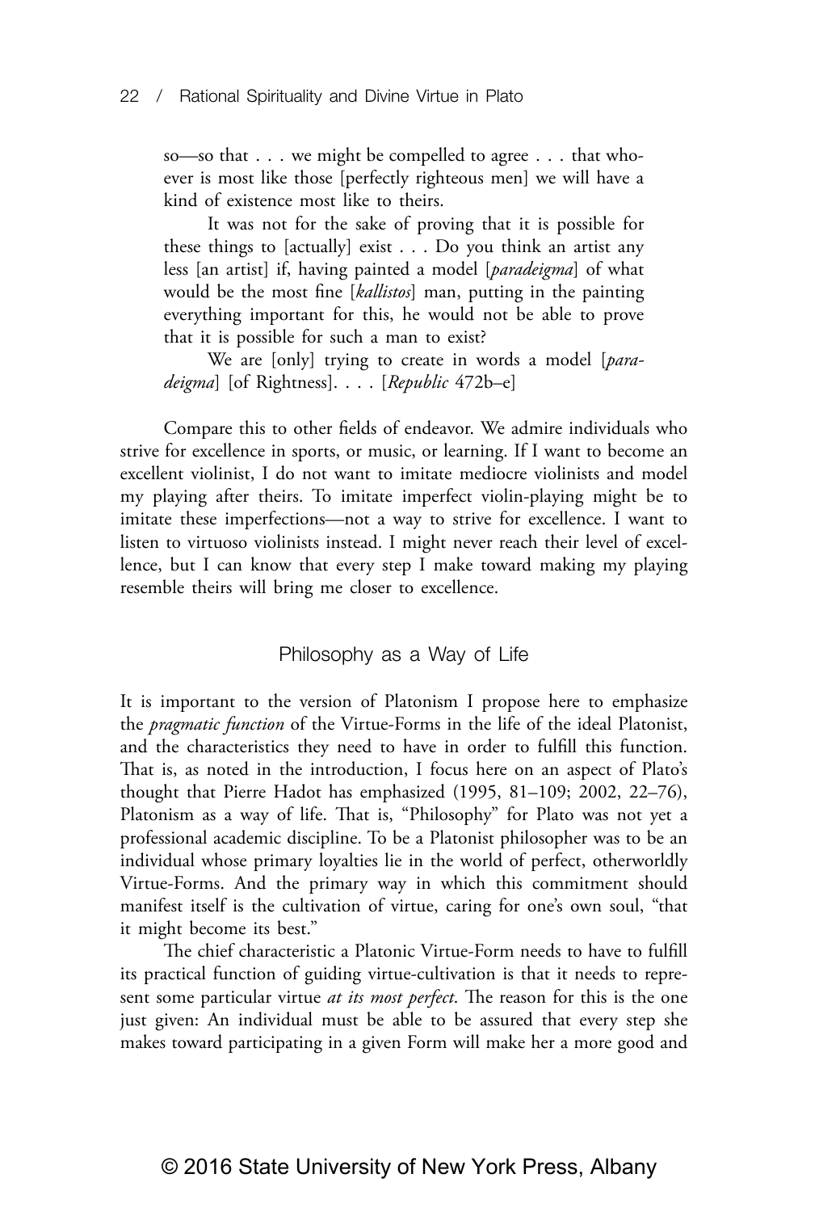> so—so that . . . we might be compelled to agree . . . that whoever is most like those [perfectly righteous men] we will have a kind of existence most like to theirs.
>
> It was not for the sake of proving that it is possible for these things to [actually] exist . . . Do you think an artist any less [an artist] if, having painted a model [*paradeigma*] of what would be the most fine [*kallistos*] man, putting in the painting everything important for this, he would not be able to prove that it is possible for such a man to exist?
>
> We are [only] trying to create in words a model [*paradeigma*] [of Rightness]. . . . [*Republic* 472b–e]

Compare this to other fields of endeavor. We admire individuals who strive for excellence in sports, or music, or learning. If I want to become an excellent violinist, I do not want to imitate mediocre violinists and model my playing after theirs. To imitate imperfect violin-playing might be to imitate these imperfections—not a way to strive for excellence. I want to listen to virtuoso violinists instead. I might never reach their level of excellence, but I can know that every step I make toward making my playing resemble theirs will bring me closer to excellence.

## Philosophy as a Way of Life

It is important to the version of Platonism I propose here to emphasize the *pragmatic function* of the Virtue-Forms in the life of the ideal Platonist, and the characteristics they need to have in order to fulfill this function. That is, as noted in the introduction, I focus here on an aspect of Plato's thought that Pierre Hadot has emphasized (1995, 81–109; 2002, 22–76), Platonism as a way of life. That is, "Philosophy" for Plato was not yet a professional academic discipline. To be a Platonist philosopher was to be an individual whose primary loyalties lie in the world of perfect, otherworldly Virtue-Forms. And the primary way in which this commitment should manifest itself is the cultivation of virtue, caring for one's own soul, "that it might become its best."

The chief characteristic a Platonic Virtue-Form needs to have to fulfill its practical function of guiding virtue-cultivation is that it needs to represent some particular virtue *at its most perfect*. The reason for this is the one just given: An individual must be able to be assured that every step she makes toward participating in a given Form will make her a more good and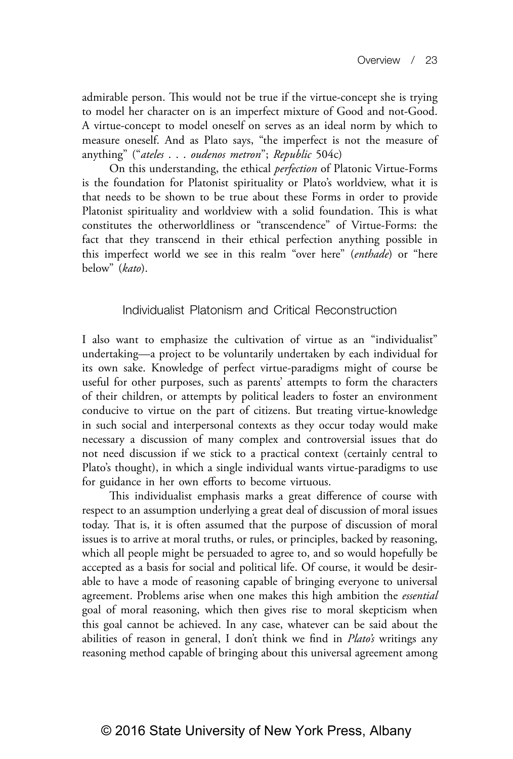admirable person. This would not be true if the virtue-concept she is trying to model her character on is an imperfect mixture of Good and not-Good. A virtue-concept to model oneself on serves as an ideal norm by which to measure oneself. And as Plato says, "the imperfect is not the measure of anything" ("*ateles . . . oudenos metron*"; *Republic* 504c)

On this understanding, the ethical *perfection* of Platonic Virtue-Forms is the foundation for Platonist spirituality or Plato's worldview, what it is that needs to be shown to be true about these Forms in order to provide Platonist spirituality and worldview with a solid foundation. This is what constitutes the otherworldliness or "transcendence" of Virtue-Forms: the fact that they transcend in their ethical perfection anything possible in this imperfect world we see in this realm "over here" (*enthade*) or "here below" (*kato*).

## Individualist Platonism and Critical Reconstruction

I also want to emphasize the cultivation of virtue as an "individualist" undertaking—a project to be voluntarily undertaken by each individual for its own sake. Knowledge of perfect virtue-paradigms might of course be useful for other purposes, such as parents' attempts to form the characters of their children, or attempts by political leaders to foster an environment conducive to virtue on the part of citizens. But treating virtue-knowledge in such social and interpersonal contexts as they occur today would make necessary a discussion of many complex and controversial issues that do not need discussion if we stick to a practical context (certainly central to Plato's thought), in which a single individual wants virtue-paradigms to use for guidance in her own efforts to become virtuous.

This individualist emphasis marks a great difference of course with respect to an assumption underlying a great deal of discussion of moral issues today. That is, it is often assumed that the purpose of discussion of moral issues is to arrive at moral truths, or rules, or principles, backed by reasoning, which all people might be persuaded to agree to, and so would hopefully be accepted as a basis for social and political life. Of course, it would be desirable to have a mode of reasoning capable of bringing everyone to universal agreement. Problems arise when one makes this high ambition the *essential* goal of moral reasoning, which then gives rise to moral skepticism when this goal cannot be achieved. In any case, whatever can be said about the abilities of reason in general, I don't think we find in *Plato's* writings any reasoning method capable of bringing about this universal agreement among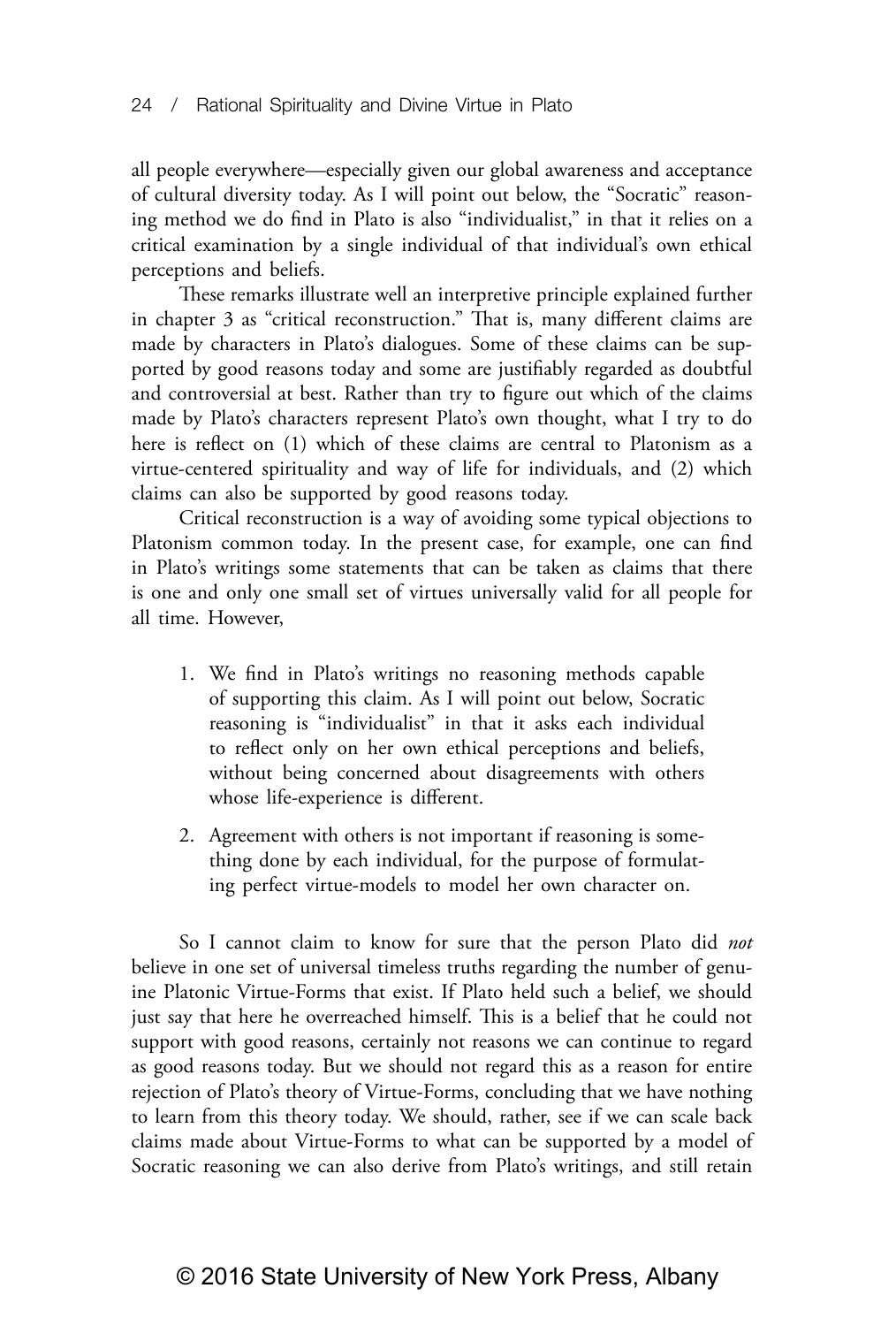all people everywhere—especially given our global awareness and acceptance of cultural diversity today. As I will point out below, the "Socratic" reasoning method we do find in Plato is also "individualist," in that it relies on a critical examination by a single individual of that individual's own ethical perceptions and beliefs.

These remarks illustrate well an interpretive principle explained further in chapter 3 as "critical reconstruction." That is, many different claims are made by characters in Plato's dialogues. Some of these claims can be supported by good reasons today and some are justifiably regarded as doubtful and controversial at best. Rather than try to figure out which of the claims made by Plato's characters represent Plato's own thought, what I try to do here is reflect on (1) which of these claims are central to Platonism as a virtue-centered spirituality and way of life for individuals, and (2) which claims can also be supported by good reasons today.

Critical reconstruction is a way of avoiding some typical objections to Platonism common today. In the present case, for example, one can find in Plato's writings some statements that can be taken as claims that there is one and only one small set of virtues universally valid for all people for all time. However,

1. We find in Plato's writings no reasoning methods capable of supporting this claim. As I will point out below, Socratic reasoning is "individualist" in that it asks each individual to reflect only on her own ethical perceptions and beliefs, without being concerned about disagreements with others whose life-experience is different.

2. Agreement with others is not important if reasoning is something done by each individual, for the purpose of formulating perfect virtue-models to model her own character on.

So I cannot claim to know for sure that the person Plato did *not* believe in one set of universal timeless truths regarding the number of genuine Platonic Virtue-Forms that exist. If Plato held such a belief, we should just say that here he overreached himself. This is a belief that he could not support with good reasons, certainly not reasons we can continue to regard as good reasons today. But we should not regard this as a reason for entire rejection of Plato's theory of Virtue-Forms, concluding that we have nothing to learn from this theory today. We should, rather, see if we can scale back claims made about Virtue-Forms to what can be supported by a model of Socratic reasoning we can also derive from Plato's writings, and still retain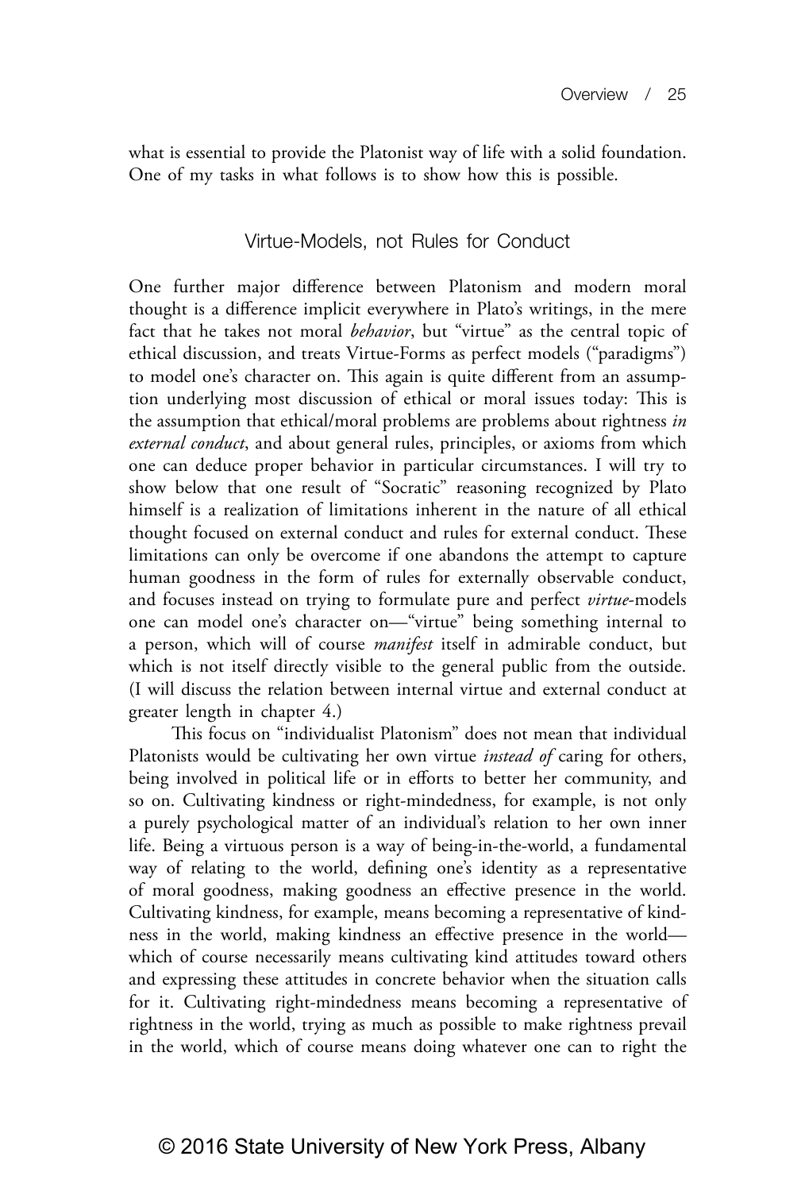what is essential to provide the Platonist way of life with a solid foundation. One of my tasks in what follows is to show how this is possible.

## Virtue-Models, not Rules for Conduct

One further major difference between Platonism and modern moral thought is a difference implicit everywhere in Plato's writings, in the mere fact that he takes not moral *behavior*, but "virtue" as the central topic of ethical discussion, and treats Virtue-Forms as perfect models ("paradigms") to model one's character on. This again is quite different from an assumption underlying most discussion of ethical or moral issues today: This is the assumption that ethical/moral problems are problems about rightness *in external conduct*, and about general rules, principles, or axioms from which one can deduce proper behavior in particular circumstances. I will try to show below that one result of "Socratic" reasoning recognized by Plato himself is a realization of limitations inherent in the nature of all ethical thought focused on external conduct and rules for external conduct. These limitations can only be overcome if one abandons the attempt to capture human goodness in the form of rules for externally observable conduct, and focuses instead on trying to formulate pure and perfect *virtue*-models one can model one's character on—"virtue" being something internal to a person, which will of course *manifest* itself in admirable conduct, but which is not itself directly visible to the general public from the outside. (I will discuss the relation between internal virtue and external conduct at greater length in chapter 4.)

This focus on "individualist Platonism" does not mean that individual Platonists would be cultivating her own virtue *instead of* caring for others, being involved in political life or in efforts to better her community, and so on. Cultivating kindness or right-mindedness, for example, is not only a purely psychological matter of an individual's relation to her own inner life. Being a virtuous person is a way of being-in-the-world, a fundamental way of relating to the world, defining one's identity as a representative of moral goodness, making goodness an effective presence in the world. Cultivating kindness, for example, means becoming a representative of kindness in the world, making kindness an effective presence in the world—which of course necessarily means cultivating kind attitudes toward others and expressing these attitudes in concrete behavior when the situation calls for it. Cultivating right-mindedness means becoming a representative of rightness in the world, trying as much as possible to make rightness prevail in the world, which of course means doing whatever one can to right the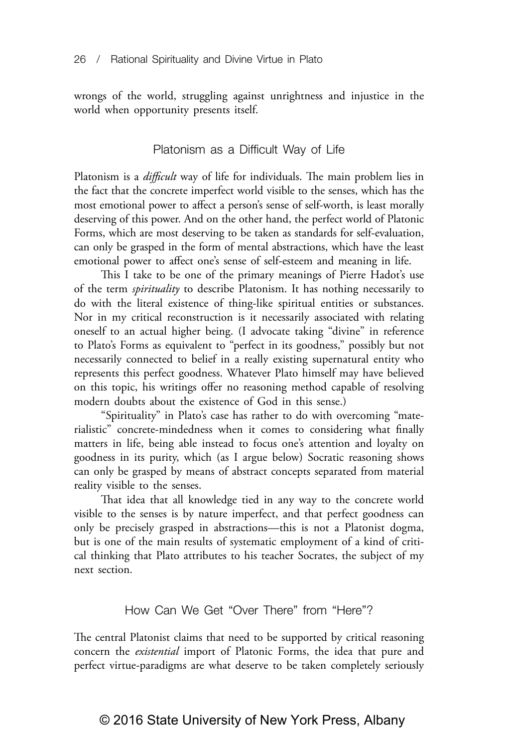wrongs of the world, struggling against unrightness and injustice in the world when opportunity presents itself.

## Platonism as a Difficult Way of Life

Platonism is a *difficult* way of life for individuals. The main problem lies in the fact that the concrete imperfect world visible to the senses, which has the most emotional power to affect a person's sense of self-worth, is least morally deserving of this power. And on the other hand, the perfect world of Platonic Forms, which are most deserving to be taken as standards for self-evaluation, can only be grasped in the form of mental abstractions, which have the least emotional power to affect one's sense of self-esteem and meaning in life.

This I take to be one of the primary meanings of Pierre Hadot's use of the term *spirituality* to describe Platonism. It has nothing necessarily to do with the literal existence of thing-like spiritual entities or substances. Nor in my critical reconstruction is it necessarily associated with relating oneself to an actual higher being. (I advocate taking "divine" in reference to Plato's Forms as equivalent to "perfect in its goodness," possibly but not necessarily connected to belief in a really existing supernatural entity who represents this perfect goodness. Whatever Plato himself may have believed on this topic, his writings offer no reasoning method capable of resolving modern doubts about the existence of God in this sense.)

"Spirituality" in Plato's case has rather to do with overcoming "materialistic" concrete-mindedness when it comes to considering what finally matters in life, being able instead to focus one's attention and loyalty on goodness in its purity, which (as I argue below) Socratic reasoning shows can only be grasped by means of abstract concepts separated from material reality visible to the senses.

That idea that all knowledge tied in any way to the concrete world visible to the senses is by nature imperfect, and that perfect goodness can only be precisely grasped in abstractions—this is not a Platonist dogma, but is one of the main results of systematic employment of a kind of critical thinking that Plato attributes to his teacher Socrates, the subject of my next section.

## How Can We Get "Over There" from "Here"?

The central Platonist claims that need to be supported by critical reasoning concern the *existential* import of Platonic Forms, the idea that pure and perfect virtue-paradigms are what deserve to be taken completely seriously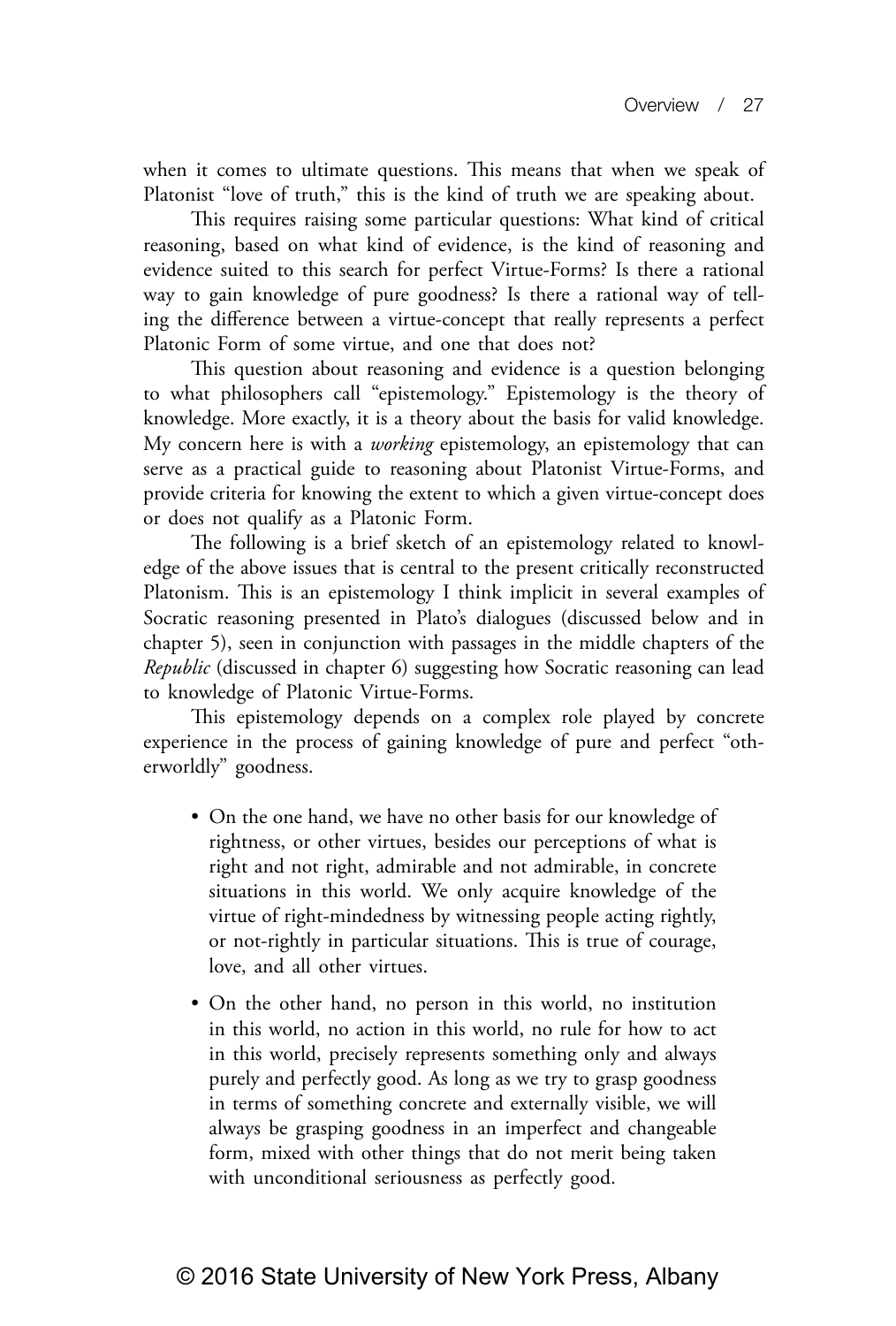when it comes to ultimate questions. This means that when we speak of Platonist "love of truth," this is the kind of truth we are speaking about.

This requires raising some particular questions: What kind of critical reasoning, based on what kind of evidence, is the kind of reasoning and evidence suited to this search for perfect Virtue-Forms? Is there a rational way to gain knowledge of pure goodness? Is there a rational way of telling the difference between a virtue-concept that really represents a perfect Platonic Form of some virtue, and one that does not?

This question about reasoning and evidence is a question belonging to what philosophers call "epistemology." Epistemology is the theory of knowledge. More exactly, it is a theory about the basis for valid knowledge. My concern here is with a *working* epistemology, an epistemology that can serve as a practical guide to reasoning about Platonist Virtue-Forms, and provide criteria for knowing the extent to which a given virtue-concept does or does not qualify as a Platonic Form.

The following is a brief sketch of an epistemology related to knowledge of the above issues that is central to the present critically reconstructed Platonism. This is an epistemology I think implicit in several examples of Socratic reasoning presented in Plato's dialogues (discussed below and in chapter 5), seen in conjunction with passages in the middle chapters of the *Republic* (discussed in chapter 6) suggesting how Socratic reasoning can lead to knowledge of Platonic Virtue-Forms.

This epistemology depends on a complex role played by concrete experience in the process of gaining knowledge of pure and perfect "otherworldly" goodness.

- On the one hand, we have no other basis for our knowledge of rightness, or other virtues, besides our perceptions of what is right and not right, admirable and not admirable, in concrete situations in this world. We only acquire knowledge of the virtue of right-mindedness by witnessing people acting rightly, or not-rightly in particular situations. This is true of courage, love, and all other virtues.

- On the other hand, no person in this world, no institution in this world, no action in this world, no rule for how to act in this world, precisely represents something only and always purely and perfectly good. As long as we try to grasp goodness in terms of something concrete and externally visible, we will always be grasping goodness in an imperfect and changeable form, mixed with other things that do not merit being taken with unconditional seriousness as perfectly good.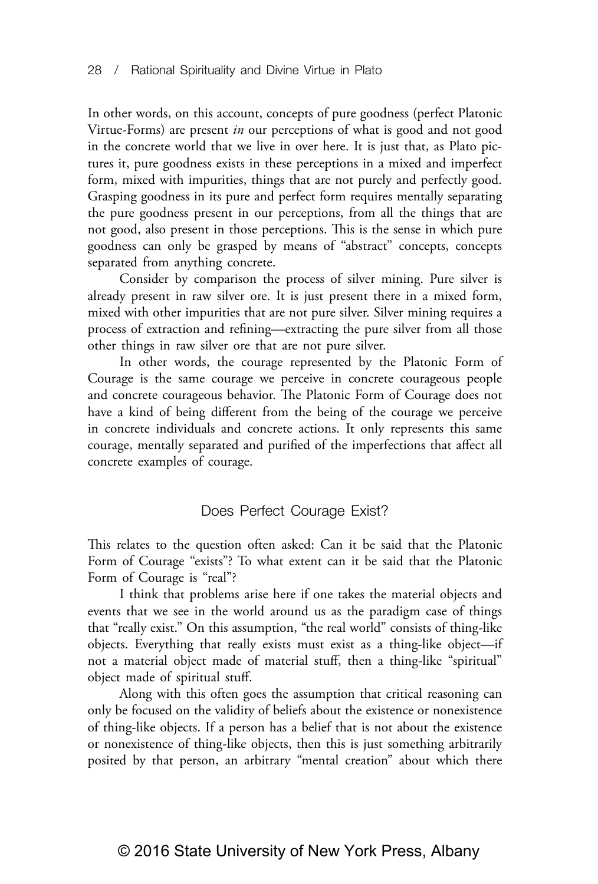In other words, on this account, concepts of pure goodness (perfect Platonic Virtue-Forms) are present *in* our perceptions of what is good and not good in the concrete world that we live in over here. It is just that, as Plato pictures it, pure goodness exists in these perceptions in a mixed and imperfect form, mixed with impurities, things that are not purely and perfectly good. Grasping goodness in its pure and perfect form requires mentally separating the pure goodness present in our perceptions, from all the things that are not good, also present in those perceptions. This is the sense in which pure goodness can only be grasped by means of "abstract" concepts, concepts separated from anything concrete.

Consider by comparison the process of silver mining. Pure silver is already present in raw silver ore. It is just present there in a mixed form, mixed with other impurities that are not pure silver. Silver mining requires a process of extraction and refining—extracting the pure silver from all those other things in raw silver ore that are not pure silver.

In other words, the courage represented by the Platonic Form of Courage is the same courage we perceive in concrete courageous people and concrete courageous behavior. The Platonic Form of Courage does not have a kind of being different from the being of the courage we perceive in concrete individuals and concrete actions. It only represents this same courage, mentally separated and purified of the imperfections that affect all concrete examples of courage.

## Does Perfect Courage Exist?

This relates to the question often asked: Can it be said that the Platonic Form of Courage "exists"? To what extent can it be said that the Platonic Form of Courage is "real"?

I think that problems arise here if one takes the material objects and events that we see in the world around us as the paradigm case of things that "really exist." On this assumption, "the real world" consists of thing-like objects. Everything that really exists must exist as a thing-like object—if not a material object made of material stuff, then a thing-like "spiritual" object made of spiritual stuff.

Along with this often goes the assumption that critical reasoning can only be focused on the validity of beliefs about the existence or nonexistence of thing-like objects. If a person has a belief that is not about the existence or nonexistence of thing-like objects, then this is just something arbitrarily posited by that person, an arbitrary "mental creation" about which there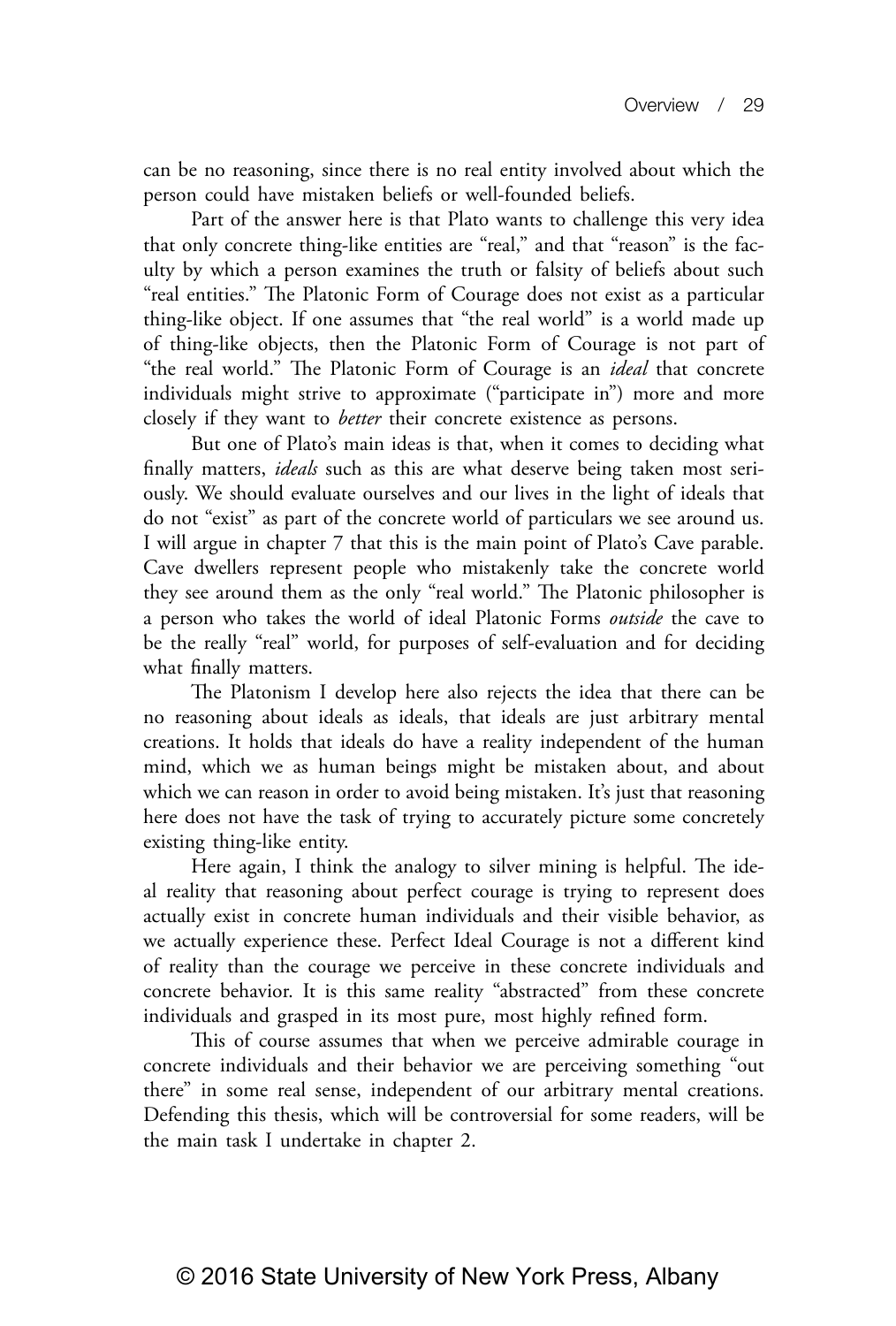can be no reasoning, since there is no real entity involved about which the person could have mistaken beliefs or well-founded beliefs.

Part of the answer here is that Plato wants to challenge this very idea that only concrete thing-like entities are "real," and that "reason" is the faculty by which a person examines the truth or falsity of beliefs about such "real entities." The Platonic Form of Courage does not exist as a particular thing-like object. If one assumes that "the real world" is a world made up of thing-like objects, then the Platonic Form of Courage is not part of "the real world." The Platonic Form of Courage is an *ideal* that concrete individuals might strive to approximate ("participate in") more and more closely if they want to *better* their concrete existence as persons.

But one of Plato's main ideas is that, when it comes to deciding what finally matters, *ideals* such as this are what deserve being taken most seriously. We should evaluate ourselves and our lives in the light of ideals that do not "exist" as part of the concrete world of particulars we see around us. I will argue in chapter 7 that this is the main point of Plato's Cave parable. Cave dwellers represent people who mistakenly take the concrete world they see around them as the only "real world." The Platonic philosopher is a person who takes the world of ideal Platonic Forms *outside* the cave to be the really "real" world, for purposes of self-evaluation and for deciding what finally matters.

The Platonism I develop here also rejects the idea that there can be no reasoning about ideals as ideals, that ideals are just arbitrary mental creations. It holds that ideals do have a reality independent of the human mind, which we as human beings might be mistaken about, and about which we can reason in order to avoid being mistaken. It's just that reasoning here does not have the task of trying to accurately picture some concretely existing thing-like entity.

Here again, I think the analogy to silver mining is helpful. The ideal reality that reasoning about perfect courage is trying to represent does actually exist in concrete human individuals and their visible behavior, as we actually experience these. Perfect Ideal Courage is not a different kind of reality than the courage we perceive in these concrete individuals and concrete behavior. It is this same reality "abstracted" from these concrete individuals and grasped in its most pure, most highly refined form.

This of course assumes that when we perceive admirable courage in concrete individuals and their behavior we are perceiving something "out there" in some real sense, independent of our arbitrary mental creations. Defending this thesis, which will be controversial for some readers, will be the main task I undertake in chapter 2.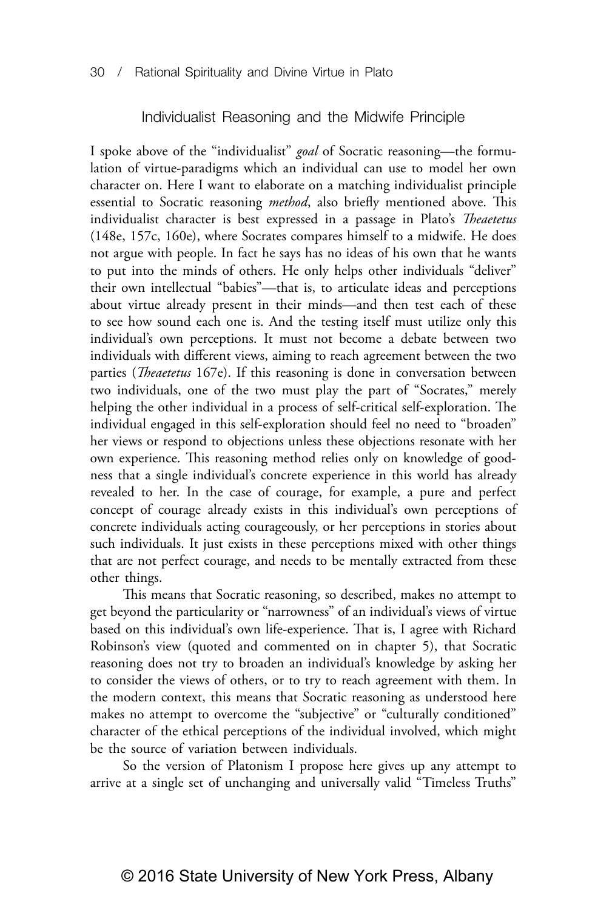## Individualist Reasoning and the Midwife Principle

I spoke above of the "individualist" *goal* of Socratic reasoning—the formulation of virtue-paradigms which an individual can use to model her own character on. Here I want to elaborate on a matching individualist principle essential to Socratic reasoning *method*, also briefly mentioned above. This individualist character is best expressed in a passage in Plato's *Theaetetus* (148e, 157c, 160e), where Socrates compares himself to a midwife. He does not argue with people. In fact he says has no ideas of his own that he wants to put into the minds of others. He only helps other individuals "deliver" their own intellectual "babies"—that is, to articulate ideas and perceptions about virtue already present in their minds—and then test each of these to see how sound each one is. And the testing itself must utilize only this individual's own perceptions. It must not become a debate between two individuals with different views, aiming to reach agreement between the two parties (*Theaetetus* 167e). If this reasoning is done in conversation between two individuals, one of the two must play the part of "Socrates," merely helping the other individual in a process of self-critical self-exploration. The individual engaged in this self-exploration should feel no need to "broaden" her views or respond to objections unless these objections resonate with her own experience. This reasoning method relies only on knowledge of goodness that a single individual's concrete experience in this world has already revealed to her. In the case of courage, for example, a pure and perfect concept of courage already exists in this individual's own perceptions of concrete individuals acting courageously, or her perceptions in stories about such individuals. It just exists in these perceptions mixed with other things that are not perfect courage, and needs to be mentally extracted from these other things.

This means that Socratic reasoning, so described, makes no attempt to get beyond the particularity or "narrowness" of an individual's views of virtue based on this individual's own life-experience. That is, I agree with Richard Robinson's view (quoted and commented on in chapter 5), that Socratic reasoning does not try to broaden an individual's knowledge by asking her to consider the views of others, or to try to reach agreement with them. In the modern context, this means that Socratic reasoning as understood here makes no attempt to overcome the "subjective" or "culturally conditioned" character of the ethical perceptions of the individual involved, which might be the source of variation between individuals.

So the version of Platonism I propose here gives up any attempt to arrive at a single set of unchanging and universally valid "Timeless Truths"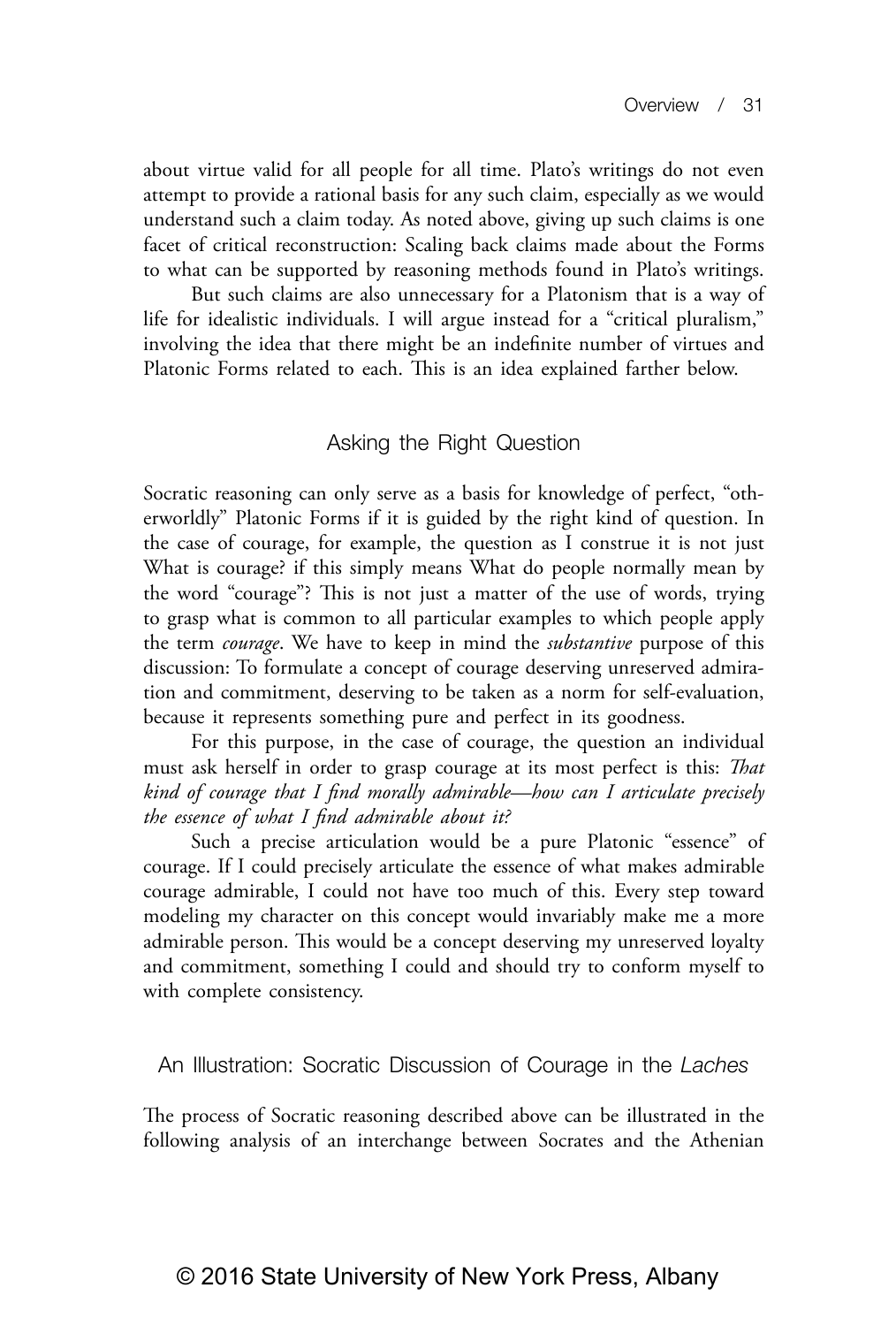about virtue valid for all people for all time. Plato's writings do not even attempt to provide a rational basis for any such claim, especially as we would understand such a claim today. As noted above, giving up such claims is one facet of critical reconstruction: Scaling back claims made about the Forms to what can be supported by reasoning methods found in Plato's writings.

But such claims are also unnecessary for a Platonism that is a way of life for idealistic individuals. I will argue instead for a "critical pluralism," involving the idea that there might be an indefinite number of virtues and Platonic Forms related to each. This is an idea explained farther below.

## Asking the Right Question

Socratic reasoning can only serve as a basis for knowledge of perfect, "otherworldly" Platonic Forms if it is guided by the right kind of question. In the case of courage, for example, the question as I construe it is not just What is courage? if this simply means What do people normally mean by the word "courage"? This is not just a matter of the use of words, trying to grasp what is common to all particular examples to which people apply the term *courage*. We have to keep in mind the *substantive* purpose of this discussion: To formulate a concept of courage deserving unreserved admiration and commitment, deserving to be taken as a norm for self-evaluation, because it represents something pure and perfect in its goodness.

For this purpose, in the case of courage, the question an individual must ask herself in order to grasp courage at its most perfect is this: *That kind of courage that I find morally admirable—how can I articulate precisely the essence of what I find admirable about it?*

Such a precise articulation would be a pure Platonic "essence" of courage. If I could precisely articulate the essence of what makes admirable courage admirable, I could not have too much of this. Every step toward modeling my character on this concept would invariably make me a more admirable person. This would be a concept deserving my unreserved loyalty and commitment, something I could and should try to conform myself to with complete consistency.

### An Illustration: Socratic Discussion of Courage in the *Laches*

The process of Socratic reasoning described above can be illustrated in the following analysis of an interchange between Socrates and the Athenian

© 2016 State University of New York Press, Albany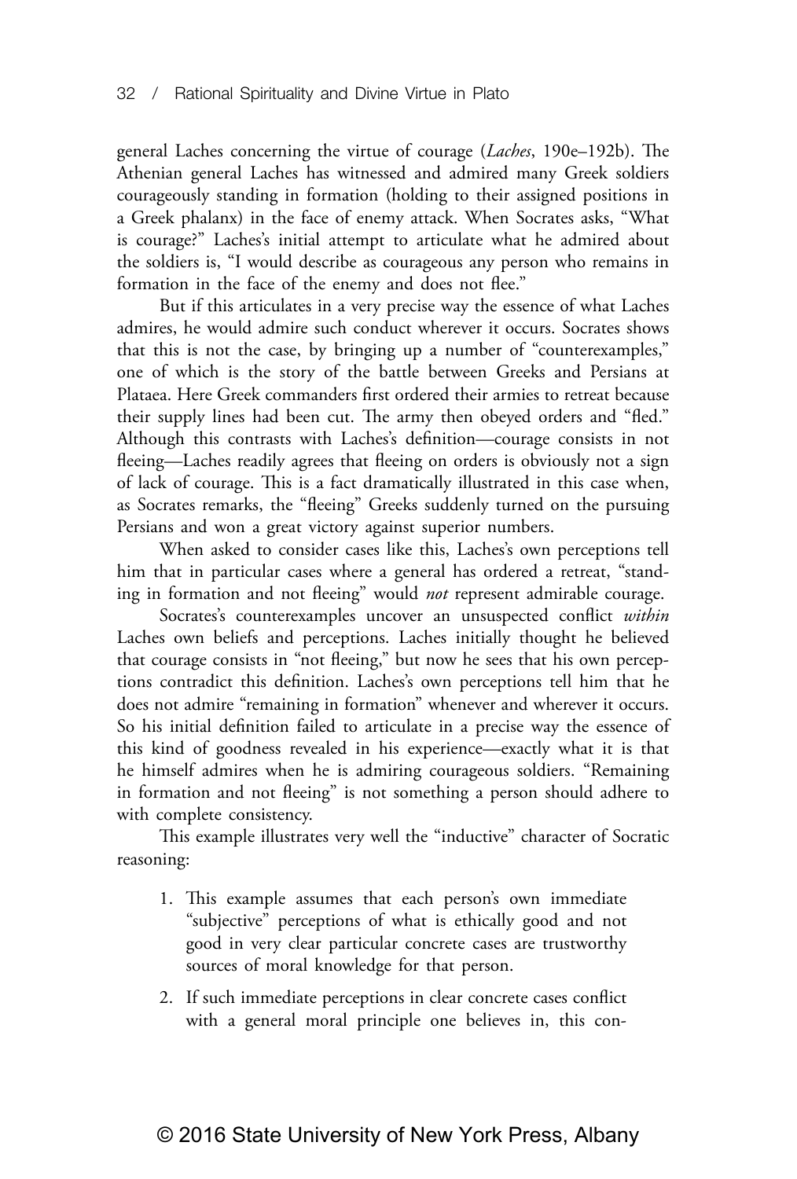general Laches concerning the virtue of courage (*Laches*, 190e–192b). The Athenian general Laches has witnessed and admired many Greek soldiers courageously standing in formation (holding to their assigned positions in a Greek phalanx) in the face of enemy attack. When Socrates asks, "What is courage?" Laches's initial attempt to articulate what he admired about the soldiers is, "I would describe as courageous any person who remains in formation in the face of the enemy and does not flee."

But if this articulates in a very precise way the essence of what Laches admires, he would admire such conduct wherever it occurs. Socrates shows that this is not the case, by bringing up a number of "counterexamples," one of which is the story of the battle between Greeks and Persians at Plataea. Here Greek commanders first ordered their armies to retreat because their supply lines had been cut. The army then obeyed orders and "fled." Although this contrasts with Laches's definition—courage consists in not fleeing—Laches readily agrees that fleeing on orders is obviously not a sign of lack of courage. This is a fact dramatically illustrated in this case when, as Socrates remarks, the "fleeing" Greeks suddenly turned on the pursuing Persians and won a great victory against superior numbers.

When asked to consider cases like this, Laches's own perceptions tell him that in particular cases where a general has ordered a retreat, "standing in formation and not fleeing" would *not* represent admirable courage.

Socrates's counterexamples uncover an unsuspected conflict *within* Laches own beliefs and perceptions. Laches initially thought he believed that courage consists in "not fleeing," but now he sees that his own perceptions contradict this definition. Laches's own perceptions tell him that he does not admire "remaining in formation" whenever and wherever it occurs. So his initial definition failed to articulate in a precise way the essence of this kind of goodness revealed in his experience—exactly what it is that he himself admires when he is admiring courageous soldiers. "Remaining in formation and not fleeing" is not something a person should adhere to with complete consistency.

This example illustrates very well the "inductive" character of Socratic reasoning:

1. This example assumes that each person's own immediate "subjective" perceptions of what is ethically good and not good in very clear particular concrete cases are trustworthy sources of moral knowledge for that person.

2. If such immediate perceptions in clear concrete cases conflict with a general moral principle one believes in, this con-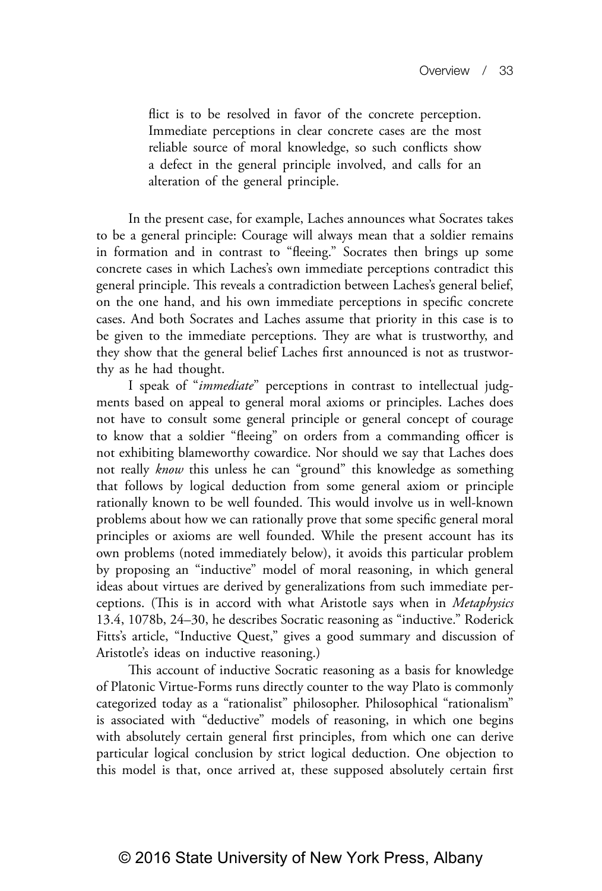flict is to be resolved in favor of the concrete perception. Immediate perceptions in clear concrete cases are the most reliable source of moral knowledge, so such conflicts show a defect in the general principle involved, and calls for an alteration of the general principle.

In the present case, for example, Laches announces what Socrates takes to be a general principle: Courage will always mean that a soldier remains in formation and in contrast to "fleeing." Socrates then brings up some concrete cases in which Laches's own immediate perceptions contradict this general principle. This reveals a contradiction between Laches's general belief, on the one hand, and his own immediate perceptions in specific concrete cases. And both Socrates and Laches assume that priority in this case is to be given to the immediate perceptions. They are what is trustworthy, and they show that the general belief Laches first announced is not as trustworthy as he had thought.

I speak of "*immediate*" perceptions in contrast to intellectual judgments based on appeal to general moral axioms or principles. Laches does not have to consult some general principle or general concept of courage to know that a soldier "fleeing" on orders from a commanding officer is not exhibiting blameworthy cowardice. Nor should we say that Laches does not really *know* this unless he can "ground" this knowledge as something that follows by logical deduction from some general axiom or principle rationally known to be well founded. This would involve us in well-known problems about how we can rationally prove that some specific general moral principles or axioms are well founded. While the present account has its own problems (noted immediately below), it avoids this particular problem by proposing an "inductive" model of moral reasoning, in which general ideas about virtues are derived by generalizations from such immediate perceptions. (This is in accord with what Aristotle says when in *Metaphysics* 13.4, 1078b, 24–30, he describes Socratic reasoning as "inductive." Roderick Fitts's article, "Inductive Quest," gives a good summary and discussion of Aristotle's ideas on inductive reasoning.)

This account of inductive Socratic reasoning as a basis for knowledge of Platonic Virtue-Forms runs directly counter to the way Plato is commonly categorized today as a "rationalist" philosopher. Philosophical "rationalism" is associated with "deductive" models of reasoning, in which one begins with absolutely certain general first principles, from which one can derive particular logical conclusion by strict logical deduction. One objection to this model is that, once arrived at, these supposed absolutely certain first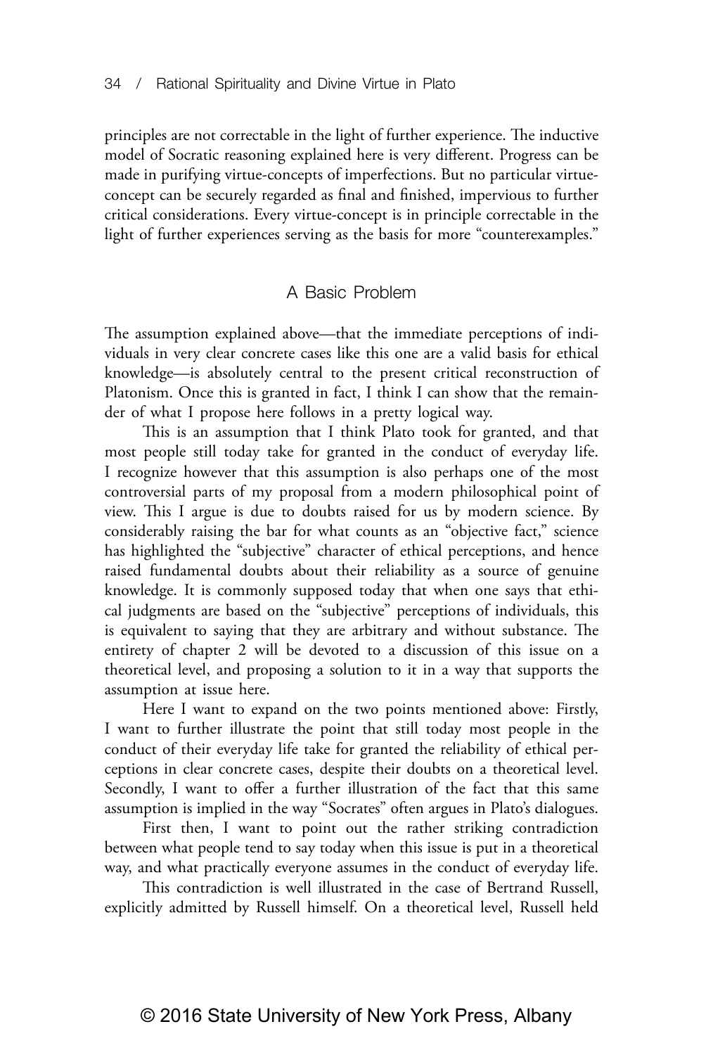principles are not correctable in the light of further experience. The inductive model of Socratic reasoning explained here is very different. Progress can be made in purifying virtue-concepts of imperfections. But no particular virtue-concept can be securely regarded as final and finished, impervious to further critical considerations. Every virtue-concept is in principle correctable in the light of further experiences serving as the basis for more "counterexamples."

## A Basic Problem

The assumption explained above—that the immediate perceptions of individuals in very clear concrete cases like this one are a valid basis for ethical knowledge—is absolutely central to the present critical reconstruction of Platonism. Once this is granted in fact, I think I can show that the remainder of what I propose here follows in a pretty logical way.

This is an assumption that I think Plato took for granted, and that most people still today take for granted in the conduct of everyday life. I recognize however that this assumption is also perhaps one of the most controversial parts of my proposal from a modern philosophical point of view. This I argue is due to doubts raised for us by modern science. By considerably raising the bar for what counts as an "objective fact," science has highlighted the "subjective" character of ethical perceptions, and hence raised fundamental doubts about their reliability as a source of genuine knowledge. It is commonly supposed today that when one says that ethical judgments are based on the "subjective" perceptions of individuals, this is equivalent to saying that they are arbitrary and without substance. The entirety of chapter 2 will be devoted to a discussion of this issue on a theoretical level, and proposing a solution to it in a way that supports the assumption at issue here.

Here I want to expand on the two points mentioned above: Firstly, I want to further illustrate the point that still today most people in the conduct of their everyday life take for granted the reliability of ethical perceptions in clear concrete cases, despite their doubts on a theoretical level. Secondly, I want to offer a further illustration of the fact that this same assumption is implied in the way "Socrates" often argues in Plato's dialogues.

First then, I want to point out the rather striking contradiction between what people tend to say today when this issue is put in a theoretical way, and what practically everyone assumes in the conduct of everyday life.

This contradiction is well illustrated in the case of Bertrand Russell, explicitly admitted by Russell himself. On a theoretical level, Russell held